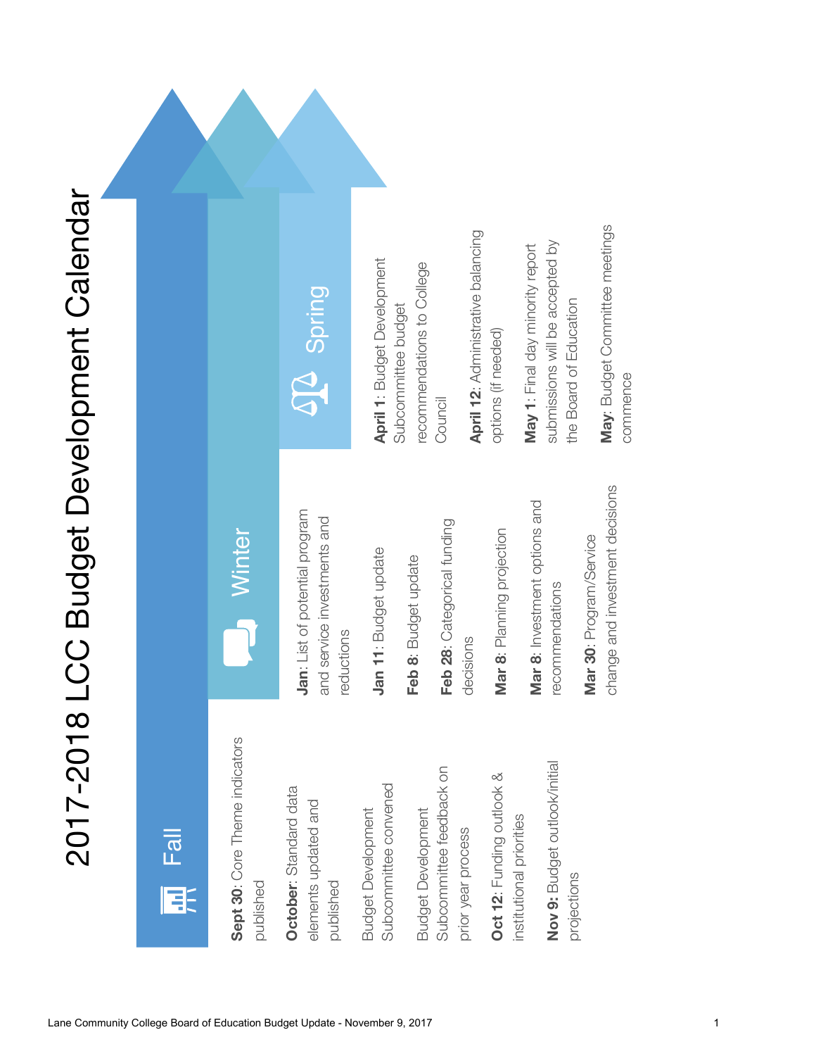# 2017-2018 LCC Budget Development Calendar

## Fall

**Sept 30**: Core Theme indicators published

**October**: Standard data elements updated and published

Budget Development Subcommittee convened

Budget Development Subcommittee feedback on prior year process

**Oct 12**: Funding outlook & institutional priorities

**Nov 9:** Budget outlook/initial projections

## Winter

**Jan**: List of potential program and service investments and reductions

**Jan 11**: Budget update

**Feb 8**: Budget update

**Feb 28**: Categorical funding decisions

**Mar 8**: Planning projection

**Mar 8**: Investment options and recommendations

**Mar 30**: Program/Service change and investment decisions

## Spring

**April 1**: Budget Development Subcommittee budget recommendations to College Council

**April 12**: Administrative balancing options (if needed)

**May 1**: Final day minority report submissions will be accepted by the Board of Education

**May**: Budget Committee meetings commence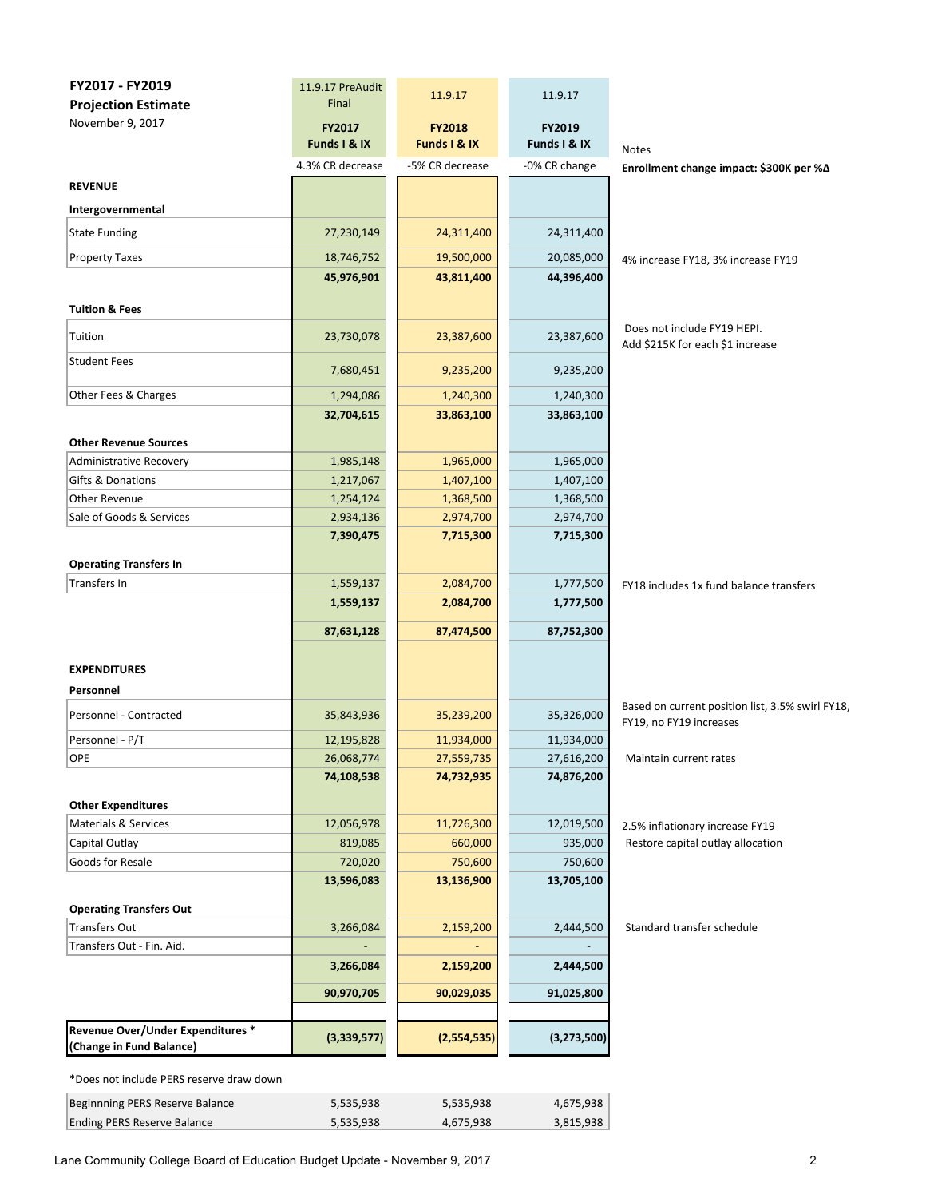**FY2017 - FY2019**
**Projection Estimate**
November 9, 2017

| | 11.9.17 PreAudit Final<br>**FY2017 Funds I & IX** | 11.9.17<br>**FY2018 Funds I & IX** | 11.9.17<br>**FY2019 Funds I & IX** | Notes |
|---|---|---|---|---|
| | 4.3% CR decrease | -5% CR decrease | -0% CR change | **Enrollment change impact: $300K per %Δ** |
| **REVENUE** | | | | |
| **Intergovernmental** | | | | |
| State Funding | 27,230,149 | 24,311,400 | 24,311,400 | |
| Property Taxes | 18,746,752 | 19,500,000 | 20,085,000 | 4% increase FY18, 3% increase FY19 |
| | **45,976,901** | **43,811,400** | **44,396,400** | |
| **Tuition & Fees** | | | | |
| Tuition | 23,730,078 | 23,387,600 | 23,387,600 | Does not include FY19 HEPI. Add $215K for each $1 increase |
| Student Fees | 7,680,451 | 9,235,200 | 9,235,200 | |
| Other Fees & Charges | 1,294,086 | 1,240,300 | 1,240,300 | |
| | **32,704,615** | **33,863,100** | **33,863,100** | |
| **Other Revenue Sources** | | | | |
| Administrative Recovery | 1,985,148 | 1,965,000 | 1,965,000 | |
| Gifts & Donations | 1,217,067 | 1,407,100 | 1,407,100 | |
| Other Revenue | 1,254,124 | 1,368,500 | 1,368,500 | |
| Sale of Goods & Services | 2,934,136 | 2,974,700 | 2,974,700 | |
| | **7,390,475** | **7,715,300** | **7,715,300** | |
| **Operating Transfers In** | | | | |
| Transfers In | 1,559,137 | 2,084,700 | 1,777,500 | FY18 includes 1x fund balance transfers |
| | **1,559,137** | **2,084,700** | **1,777,500** | |
| | **87,631,128** | **87,474,500** | **87,752,300** | |
| **EXPENDITURES** | | | | |
| **Personnel** | | | | |
| Personnel - Contracted | 35,843,936 | 35,239,200 | 35,326,000 | Based on current position list, 3.5% swirl FY18, FY19, no FY19 increases |
| Personnel - P/T | 12,195,828 | 11,934,000 | 11,934,000 | |
| OPE | 26,068,774 | 27,559,735 | 27,616,200 | Maintain current rates |
| | **74,108,538** | **74,732,935** | **74,876,200** | |
| **Other Expenditures** | | | | |
| Materials & Services | 12,056,978 | 11,726,300 | 12,019,500 | 2.5% inflationary increase FY19 |
| Capital Outlay | 819,085 | 660,000 | 935,000 | Restore capital outlay allocation |
| Goods for Resale | 720,020 | 750,600 | 750,600 | |
| | **13,596,083** | **13,136,900** | **13,705,100** | |
| **Operating Transfers Out** | | | | |
| Transfers Out | 3,266,084 | 2,159,200 | 2,444,500 | Standard transfer schedule |
| Transfers Out - Fin. Aid. | - | - | - | |
| | **3,266,084** | **2,159,200** | **2,444,500** | |
| | **90,970,705** | **90,029,035** | **91,025,800** | |
| **Revenue Over/Under Expenditures * (Change in Fund Balance)** | **(3,339,577)** | **(2,554,535)** | **(3,273,500)** | |

*Does not include PERS reserve draw down

| | FY2017 | FY2018 | FY2019 |
|---|---|---|---|
| Beginnning PERS Reserve Balance | 5,535,938 | 5,535,938 | 4,675,938 |
| Ending PERS Reserve Balance | 5,535,938 | 4,675,938 | 3,815,938 |

Lane Community College Board of Education Budget Update - November 9, 2017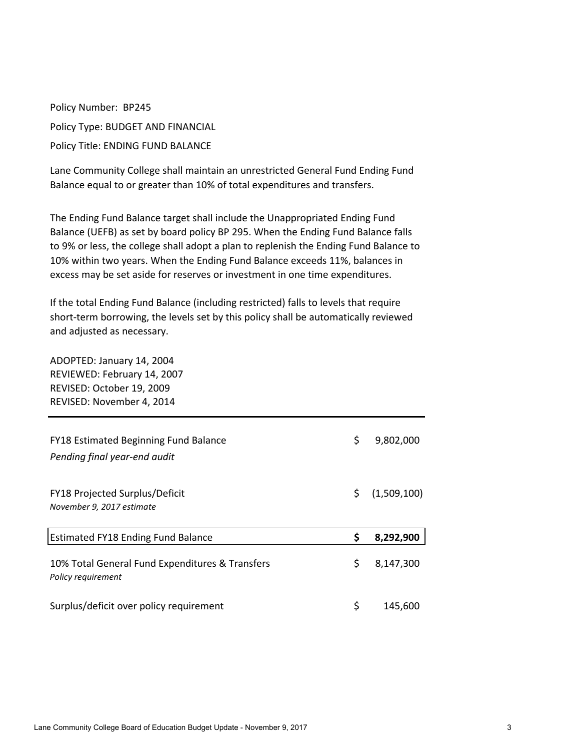Policy Number: BP245

Policy Type: BUDGET AND FINANCIAL

Policy Title: ENDING FUND BALANCE

Lane Community College shall maintain an unrestricted General Fund Ending Fund Balance equal to or greater than 10% of total expenditures and transfers.

The Ending Fund Balance target shall include the Unappropriated Ending Fund Balance (UEFB) as set by board policy BP 295. When the Ending Fund Balance falls to 9% or less, the college shall adopt a plan to replenish the Ending Fund Balance to 10% within two years. When the Ending Fund Balance exceeds 11%, balances in excess may be set aside for reserves or investment in one time expenditures.

If the total Ending Fund Balance (including restricted) falls to levels that require short-term borrowing, the levels set by this policy shall be automatically reviewed and adjusted as necessary.

ADOPTED: January 14, 2004
REVIEWED: February 14, 2007
REVISED: October 19, 2009
REVISED: November 4, 2014

---

| | | |
|---|---|---|
| FY18 Estimated Beginning Fund Balance<br>*Pending final year-end audit* | $ | 9,802,000 |
| FY18 Projected Surplus/Deficit<br>*November 9, 2017 estimate* | $ | (1,509,100) |
| Estimated FY18 Ending Fund Balance | **$** | **8,292,900** |
| 10% Total General Fund Expenditures & Transfers<br>*Policy requirement* | $ | 8,147,300 |
| Surplus/deficit over policy requirement | $ | 145,600 |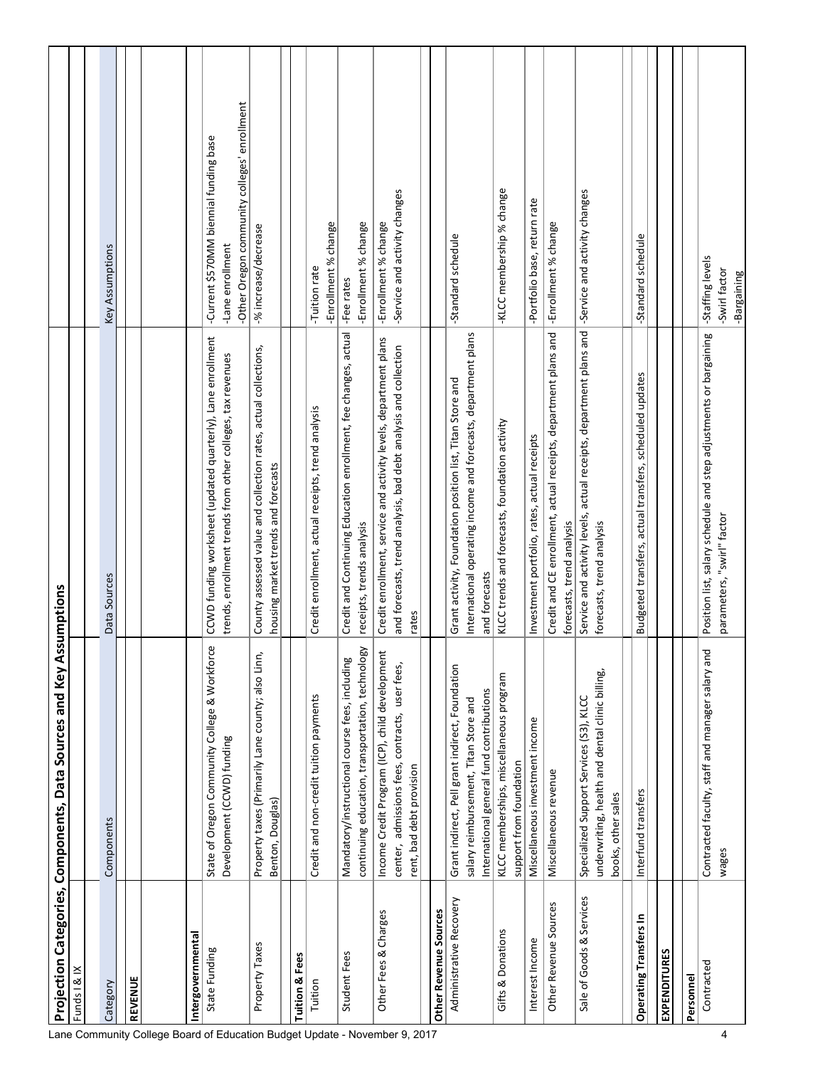# Projection Categories, Components, Data Sources and Key Assumptions

Funds I & IX

| Category | Components | Data Sources | Key Assumptions |
|---|---|---|---|
| **REVENUE** | | | |
| **Intergovernmental** | | | |
| State Funding | State of Oregon Community College & Workforce Development (CCWD) funding | CCWD funding worksheet (updated quarterly), Lane enrollment trends, enrollment trends from other colleges, tax revenues | -Current $570MM biennial funding base<br>-Lane enrollment<br>-Other Oregon community colleges' enrollment |
| Property Taxes | Property taxes (Primarily Lane county; also Linn, Benton, Douglas) | County assessed value and collection rates, actual collections, housing market trends and forecasts | -% increase/decrease |
| **Tuition & Fees** | | | |
| Tuition | Credit and non-credit tuition payments | Credit enrollment, actual receipts, trend analysis | -Tuition rate<br>-Enrollment % change |
| Student Fees | Mandatory/instructional course fees, including continuing education, transportation, technology | Credit and Continuing Education enrollment, fee changes, actual receipts, trends analysis | -Fee rates<br>-Enrollment % change |
| Other Fees & Charges | Income Credit Program (ICP), child development center, admissions fees, contracts, user fees, rent, bad debt provision | Credit enrollment, service and activity levels, department plans and forecasts, trend analysis, bad debt analysis and collection rates | -Enrollment % change<br>-Service and activity changes |
| **Other Revenue Sources** | | | |
| Administrative Recovery | Grant indirect, Pell grant indirect, Foundation salary reimbursement, Titan Store and International general fund contributions | Grant activity, Foundation position list, Titan Store and International operating income and forecasts, department plans and forecasts | -Standard schedule |
| Gifts & Donations | KLCC memberships, miscellaneous program support from foundation | KLCC trends and forecasts, foundation activity | -KLCC membership % change |
| Interest Income | Miscellaneous investment income | Investment portfolio, rates, actual receipts | -Portfolio base, return rate |
| Other Revenue Sources | Miscellaneous revenue | Credit and CE enrollment, actual receipts, department plans and forecasts, trend analysis | -Enrollment % change |
| Sale of Goods & Services | Specialized Support Services (S3), KLCC underwriting, health and dental clinic billing, books, other sales | Service and activity levels, actual receipts, department plans and forecasts, trend analysis | -Service and activity changes |
| **Operating Transfers In** | Interfund transfers | Budgeted transfers, actual transfers, scheduled updates | -Standard schedule |
| **EXPENDITURES** | | | |
| **Personnel** | | | |
| Contracted | Contracted faculty, staff and manager salary and wages | Position list, salary schedule and step adjustments or bargaining parameters, "swirl" factor | -Staffing levels<br>-Swirl factor<br>-Bargaining |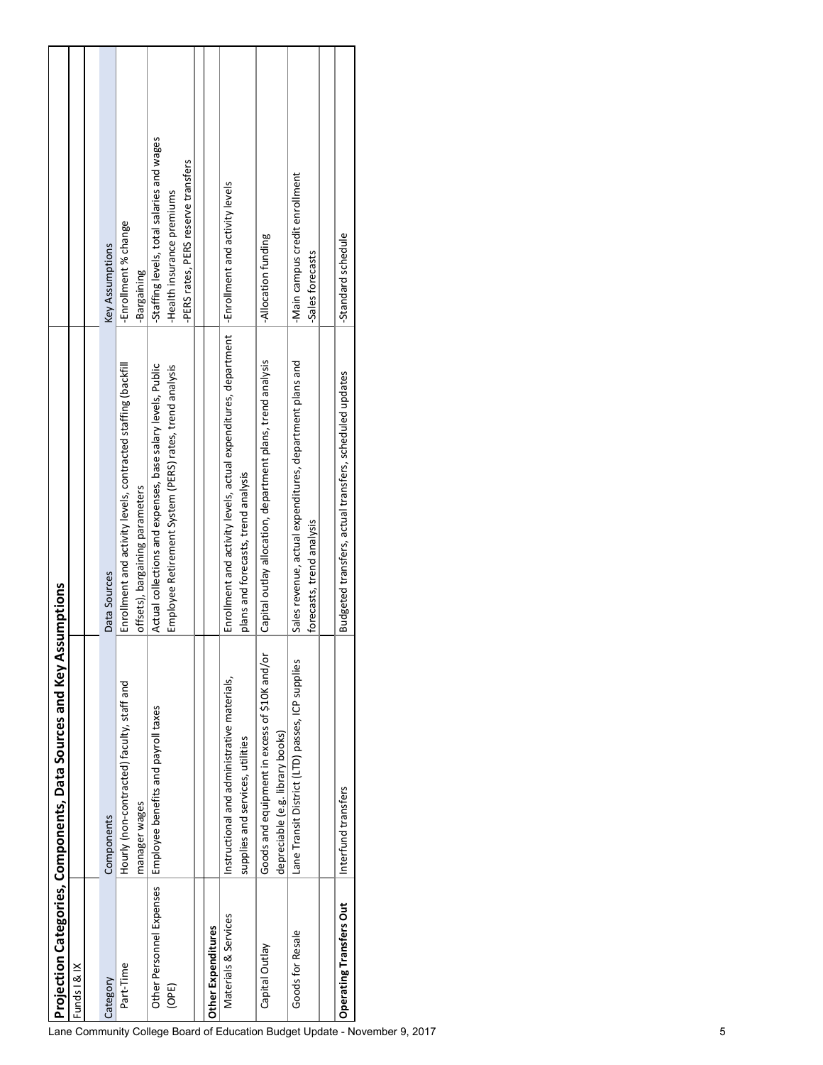## Projection Categories, Components, Data Sources and Key Assumptions

Funds I & IX

| Category | Components | Data Sources | Key Assumptions |
| --- | --- | --- | --- |
| Part-Time | Hourly (non-contracted) faculty, staff and manager wages | Enrollment and activity levels, contracted staffing (backfill offsets), bargaining parameters | -Enrollment % change<br>-Bargaining |
| Other Personnel Expenses (OPE) | Employee benefits and payroll taxes | Actual collections and expenses, base salary levels, Public Employee Retirement System (PERS) rates, trend analysis | -Staffing levels, total salaries and wages<br>-Health insurance premiums<br>-PERS rates, PERS reserve transfers |
| | | | |
| **Other Expenditures** | | | |
| Materials & Services | Instructional and administrative materials, supplies and services, utilities | Enrollment and activity levels, actual expenditures, department plans and forecasts, trend analysis | -Enrollment and activity levels |
| Capital Outlay | Goods and equipment in excess of $10K and/or depreciable (e.g. library books) | Capital outlay allocation, department plans, trend analysis | -Allocation funding |
| Goods for Resale | Lane Transit District (LTD) passes, ICP supplies | Sales revenue, actual expenditures, department plans and forecasts, trend analysis | -Main campus credit enrollment<br>-Sales forecasts |
| | | | |
| **Operating Transfers Out** | Interfund transfers | Budgeted transfers, actual transfers, scheduled updates | -Standard schedule |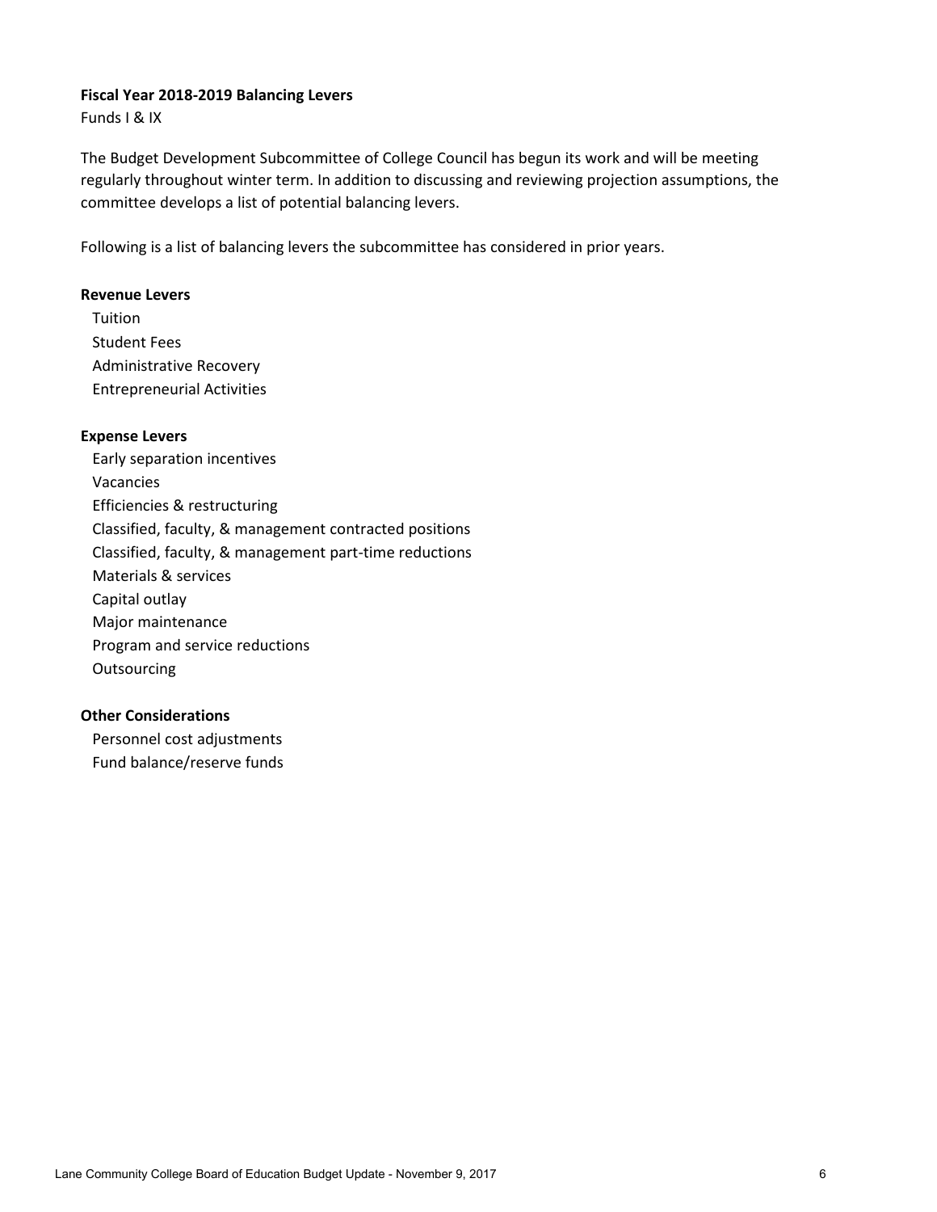**Fiscal Year 2018-2019 Balancing Levers**

Funds I & IX

The Budget Development Subcommittee of College Council has begun its work and will be meeting regularly throughout winter term. In addition to discussing and reviewing projection assumptions, the committee develops a list of potential balancing levers.

Following is a list of balancing levers the subcommittee has considered in prior years.

**Revenue Levers**

- Tuition
- Student Fees
- Administrative Recovery
- Entrepreneurial Activities

**Expense Levers**

- Early separation incentives
- Vacancies
- Efficiencies & restructuring
- Classified, faculty, & management contracted positions
- Classified, faculty, & management part-time reductions
- Materials & services
- Capital outlay
- Major maintenance
- Program and service reductions
- Outsourcing

**Other Considerations**

- Personnel cost adjustments
- Fund balance/reserve funds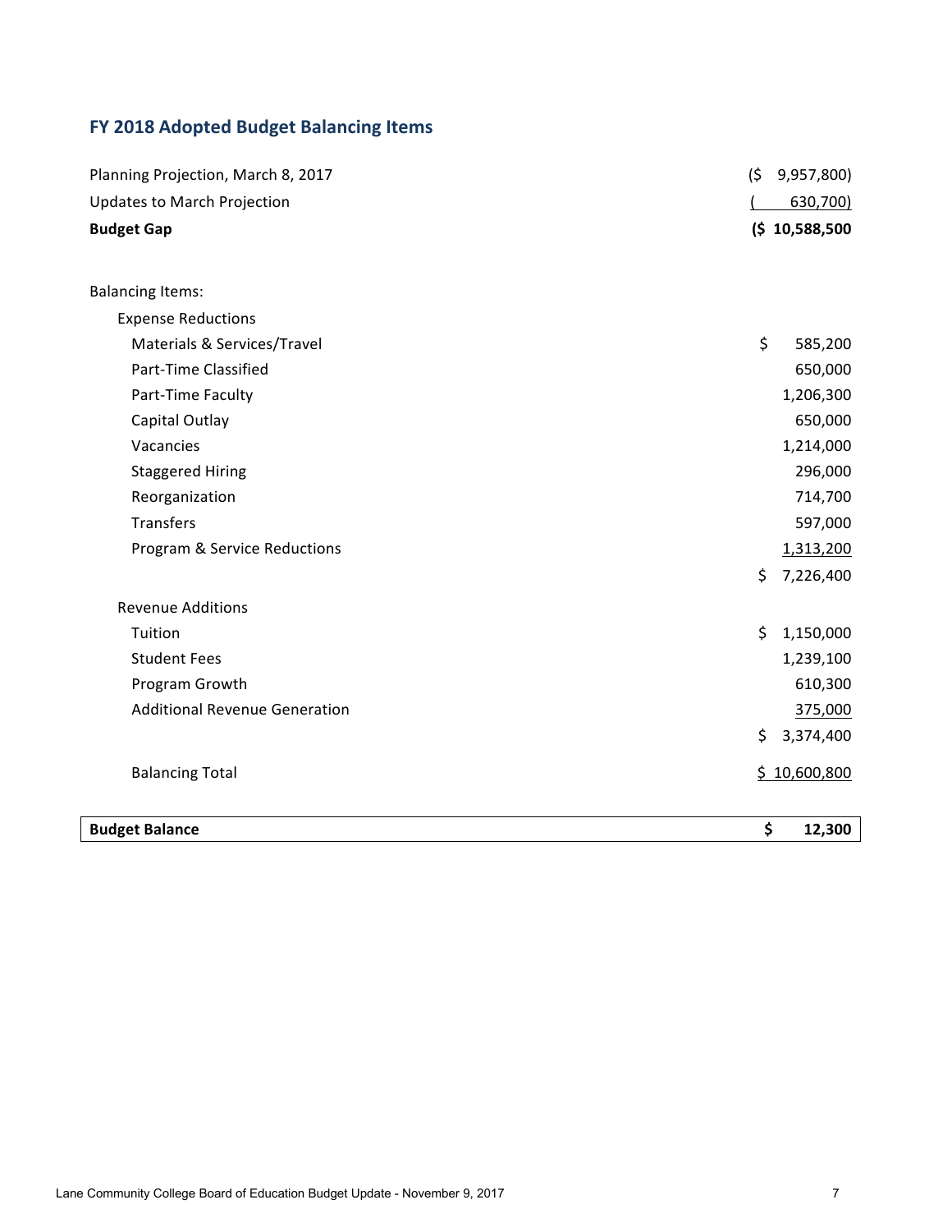## FY 2018 Adopted Budget Balancing Items

| | |
|---|---|
| Planning Projection, March 8, 2017 | ($ 9,957,800) |
| Updates to March Projection | ( 630,700) |
| **Budget Gap** | **($ 10,588,500** |
| | |
| Balancing Items: | |
| Expense Reductions | |
| Materials & Services/Travel | $ 585,200 |
| Part-Time Classified | 650,000 |
| Part-Time Faculty | 1,206,300 |
| Capital Outlay | 650,000 |
| Vacancies | 1,214,000 |
| Staggered Hiring | 296,000 |
| Reorganization | 714,700 |
| Transfers | 597,000 |
| Program & Service Reductions | 1,313,200 |
| | $ 7,226,400 |
| Revenue Additions | |
| Tuition | $ 1,150,000 |
| Student Fees | 1,239,100 |
| Program Growth | 610,300 |
| Additional Revenue Generation | 375,000 |
| | $ 3,374,400 |
| Balancing Total | $ 10,600,800 |
| | |
| **Budget Balance** | **$ 12,300** |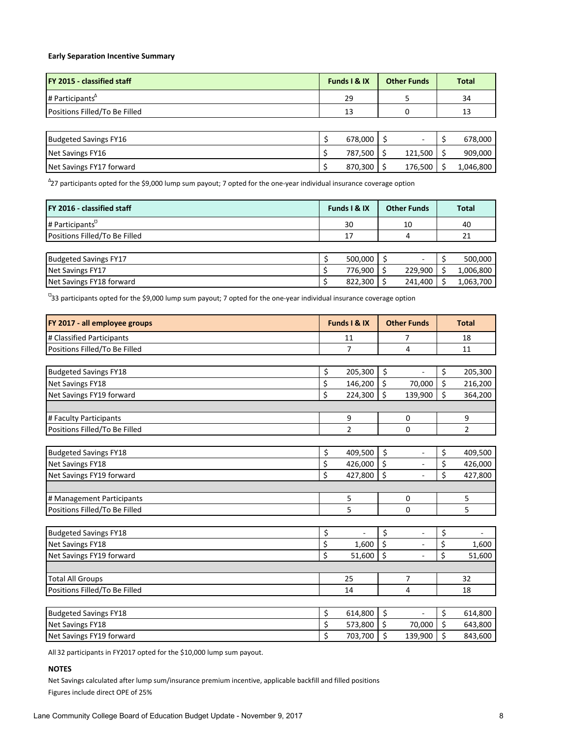**Early Separation Incentive Summary**

| FY 2015 - classified staff | Funds I & IX | Other Funds | Total |
|---|---|---|---|
| # Participants[Δ] | 29 | 5 | 34 |
| Positions Filled/To Be Filled | 13 | 0 | 13 |
| Budgeted Savings FY16 | $ 678,000 | $ - | $ 678,000 |
| Net Savings FY16 | $ 787,500 | $ 121,500 | $ 909,000 |
| Net Savings FY17 forward | $ 870,300 | $ 176,500 | $ 1,046,800 |

[Δ]27 participants opted for the $9,000 lump sum payout; 7 opted for the one-year individual insurance coverage option

| FY 2016 - classified staff | Funds I & IX | Other Funds | Total |
|---|---|---|---|
| # Participants[℧] | 30 | 10 | 40 |
| Positions Filled/To Be Filled | 17 | 4 | 21 |
| Budgeted Savings FY17 | $ 500,000 | $ - | $ 500,000 |
| Net Savings FY17 | $ 776,900 | $ 229,900 | $ 1,006,800 |
| Net Savings FY18 forward | $ 822,300 | $ 241,400 | $ 1,063,700 |

[℧]33 participants opted for the $9,000 lump sum payout; 7 opted for the one-year individual insurance coverage option

| FY 2017 - all employee groups | Funds I & IX | Other Funds | Total |
|---|---|---|---|
| # Classified Participants | 11 | 7 | 18 |
| Positions Filled/To Be Filled | 7 | 4 | 11 |
| Budgeted Savings FY18 | $ 205,300 | $ - | $ 205,300 |
| Net Savings FY18 | $ 146,200 | $ 70,000 | $ 216,200 |
| Net Savings FY19 forward | $ 224,300 | $ 139,900 | $ 364,200 |
| | | | |
| # Faculty Participants | 9 | 0 | 9 |
| Positions Filled/To Be Filled | 2 | 0 | 2 |
| Budgeted Savings FY18 | $ 409,500 | $ - | $ 409,500 |
| Net Savings FY18 | $ 426,000 | $ - | $ 426,000 |
| Net Savings FY19 forward | $ 427,800 | $ - | $ 427,800 |
| | | | |
| # Management Participants | 5 | 0 | 5 |
| Positions Filled/To Be Filled | 5 | 0 | 5 |
| Budgeted Savings FY18 | $ - | $ - | $ - |
| Net Savings FY18 | $ 1,600 | $ - | $ 1,600 |
| Net Savings FY19 forward | $ 51,600 | $ - | $ 51,600 |
| | | | |
| Total All Groups | 25 | 7 | 32 |
| Positions Filled/To Be Filled | 14 | 4 | 18 |
| Budgeted Savings FY18 | $ 614,800 | $ - | $ 614,800 |
| Net Savings FY18 | $ 573,800 | $ 70,000 | $ 643,800 |
| Net Savings FY19 forward | $ 703,700 | $ 139,900 | $ 843,600 |

All 32 participants in FY2017 opted for the $10,000 lump sum payout.

**NOTES**

Net Savings calculated after lump sum/insurance premium incentive, applicable backfill and filled positions

Figures include direct OPE of 25%